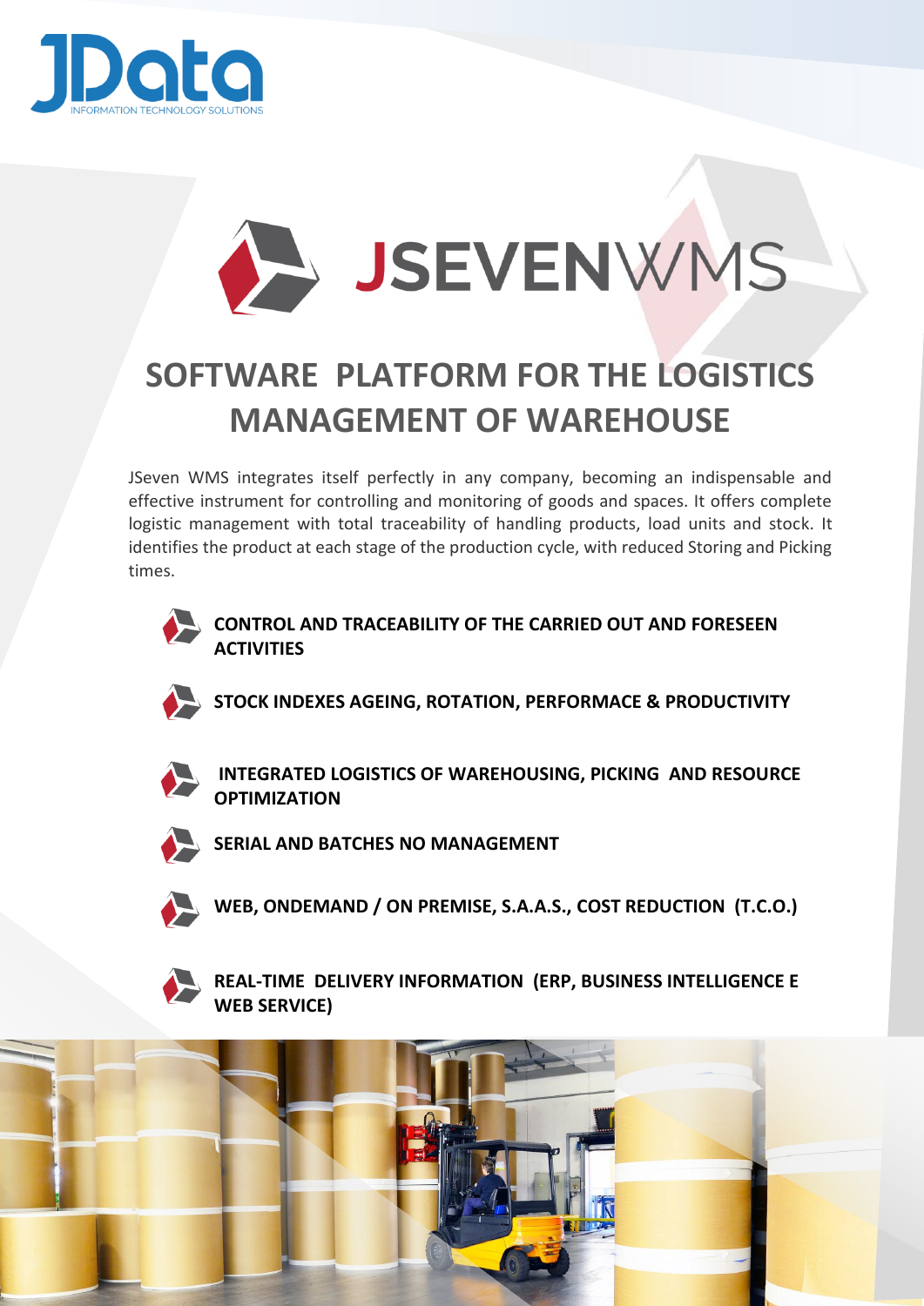JData

INFORMATION TECHNOLOGY SOLUTIONS

# JSEVENWMS

## SOFTWARE PLATFORM FOR THE LOGISTICS MANAGEMENT OF WAREHOUSE

JSeven WMS integrates itself perfectly in any company, becoming an indispensable and effective instrument for controlling and monitoring of goods and spaces. It offers complete logistic management with total traceability of handling products, load units and stock. It identifies the product at each stage of the production cycle, with reduced Storing and Picking times.

- **CONTROL AND TRACEABILITY OF THE CARRIED OUT AND FORESEEN ACTIVITIES**
- **STOCK INDEXES AGEING, ROTATION, PERFORMACE & PRODUCTIVITY**
- **INTEGRATED LOGISTICS OF WAREHOUSING, PICKING AND RESOURCE OPTIMIZATION**
- **SERIAL AND BATCHES NO MANAGEMENT**
- **WEB, ONDEMAND / ON PREMISE, S.A.A.S., COST REDUCTION (T.C.O.)**
- **REAL-TIME DELIVERY INFORMATION (ERP, BUSINESS INTELLIGENCE E WEB SERVICE)**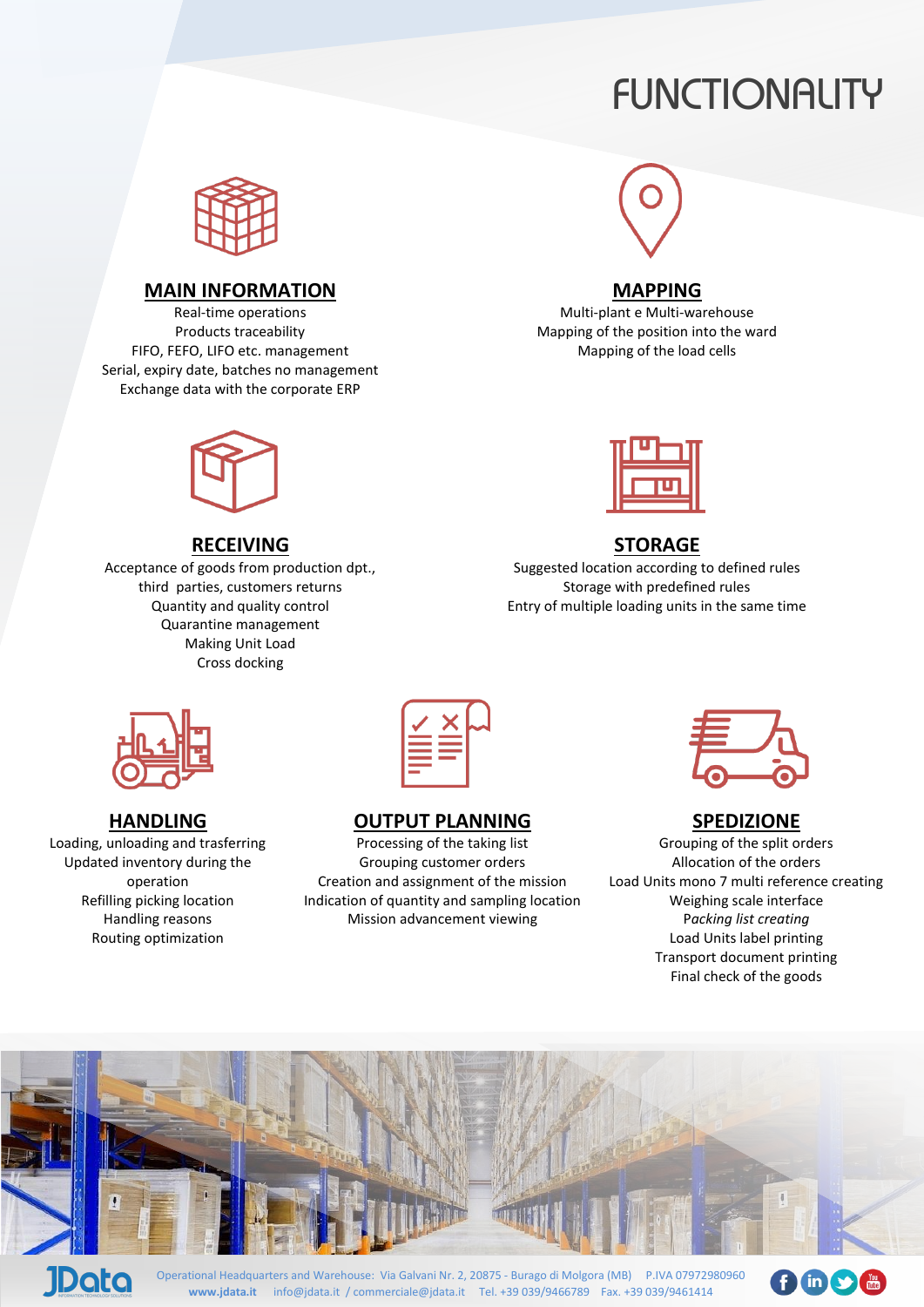# FUNCTIONALITY

## MAIN INFORMATION

Real-time operations
Products traceability
FIFO, FEFO, LIFO etc. management
Serial, expiry date, batches no management
Exchange data with the corporate ERP

## MAPPING

Multi-plant e Multi-warehouse
Mapping of the position into the ward
Mapping of the load cells

## RECEIVING

Acceptance of goods from production dpt., third parties, customers returns
Quantity and quality control
Quarantine management
Making Unit Load
Cross docking

## STORAGE

Suggested location according to defined rules
Storage with predefined rules
Entry of multiple loading units in the same time

## HANDLING

Loading, unloading and trasferring
Updated inventory during the operation
Refilling picking location
Handling reasons
Routing optimization

## OUTPUT PLANNING

Processing of the taking list
Grouping customer orders
Creation and assignment of the mission
Indication of quantity and sampling location
Mission advancement viewing

## SPEDIZIONE

Grouping of the split orders
Allocation of the orders
Load Units mono 7 multi reference creating
Weighing scale interface
*Packing list creating*
Load Units label printing
Transport document printing
Final check of the goods

Operational Headquarters and Warehouse: Via Galvani Nr. 2, 20875 - Burago di Molgora (MB) P.IVA 07972980960
**www.jdata.it** info@jdata.it / commerciale@jdata.it Tel. +39 039/9466789 Fax. +39 039/9461414